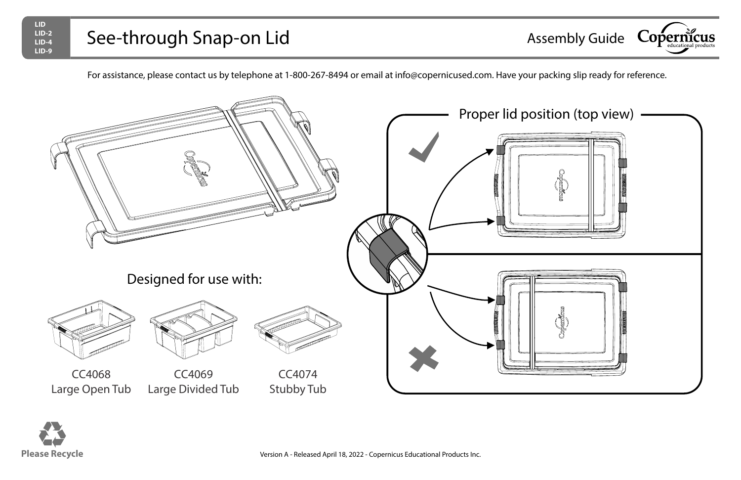LID
LID-2
LID-4
LID-9

# See-through Snap-on Lid

Assembly Guide

For assistance, please contact us by telephone at 1-800-267-8494 or email at info@copernicused.com. Have your packing slip ready for reference.

## Designed for use with:

CC4068
Large Open Tub

CC4069
Large Divided Tub

CC4074
Stubby Tub

## Proper lid position (top view)

Please Recycle

Version A - Released April 18, 2022 - Copernicus Educational Products Inc.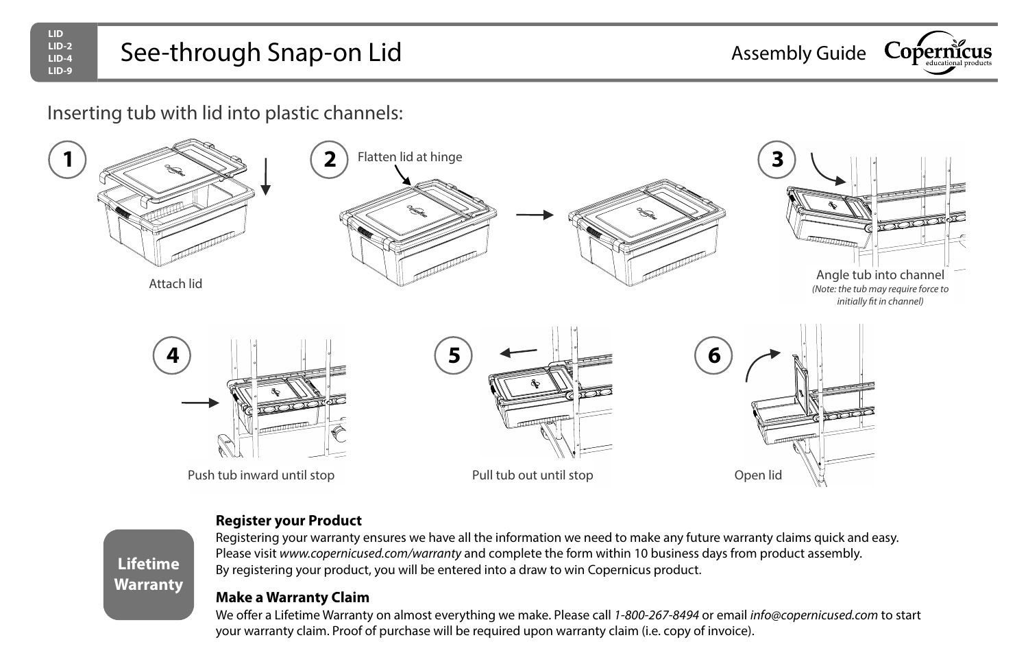LID
LID-2
LID-4
LID-9

# See-through Snap-on Lid

Assembly Guide

## Inserting tub with lid into plastic channels:

1. Attach lid

2. Flatten lid at hinge

3. Angle tub into channel
*(Note: the tub may require force to initially fit in channel)*

4. Push tub inward until stop

5. Pull tub out until stop

6. Open lid

**Lifetime Warranty**

### Register your Product

Registering your warranty ensures we have all the information we need to make any future warranty claims quick and easy. Please visit *www.copernicused.com/warranty* and complete the form within 10 business days from product assembly. By registering your product, you will be entered into a draw to win Copernicus product.

### Make a Warranty Claim

We offer a Lifetime Warranty on almost everything we make. Please call *1-800-267-8494* or email *info@copernicused.com* to start your warranty claim. Proof of purchase will be required upon warranty claim (i.e. copy of invoice).